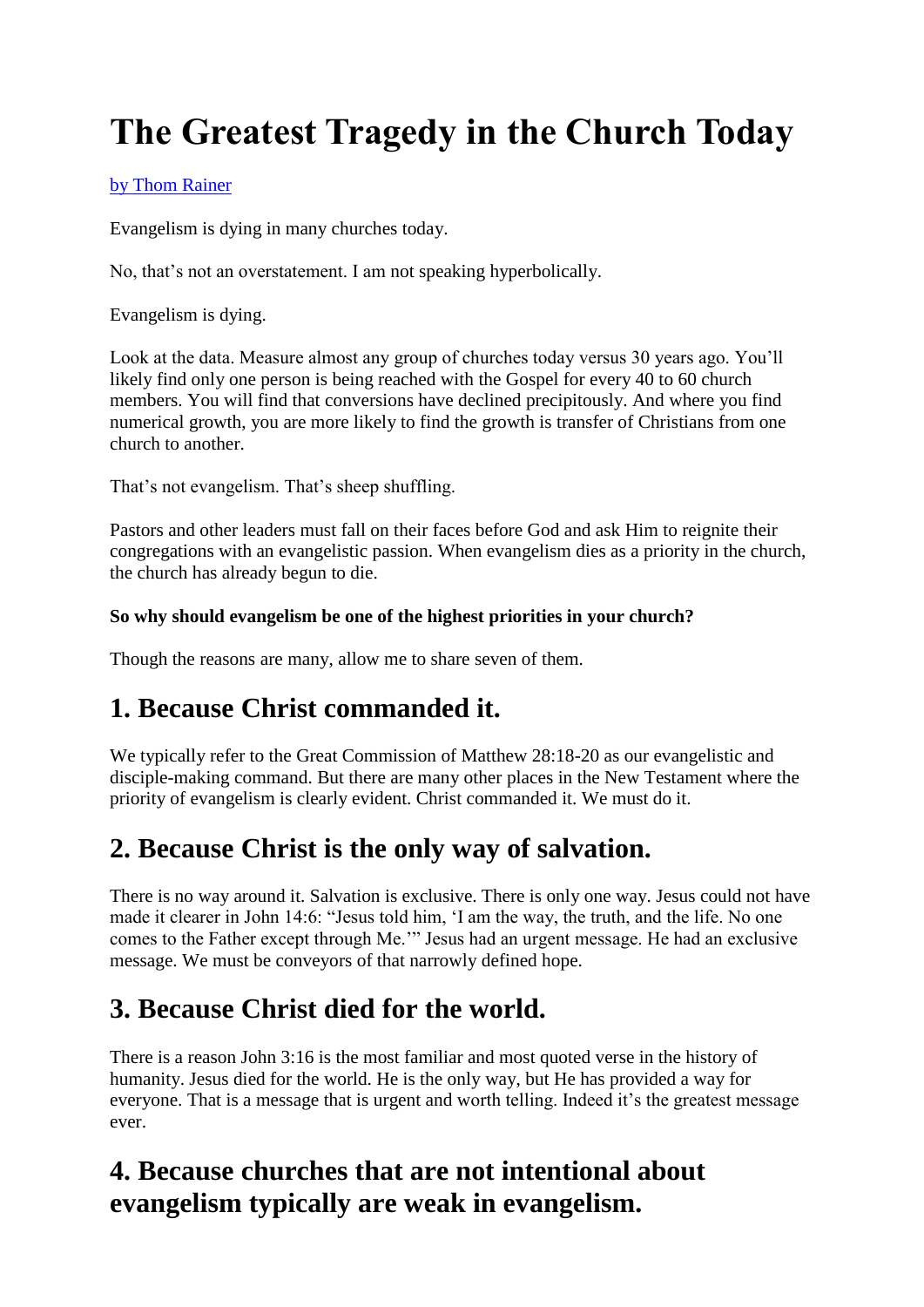# The Greatest Tragedy in the Church Today

[by Thom Rainer]

Evangelism is dying in many churches today.

No, that's not an overstatement. I am not speaking hyperbolically.

Evangelism is dying.

Look at the data. Measure almost any group of churches today versus 30 years ago. You'll likely find only one person is being reached with the Gospel for every 40 to 60 church members. You will find that conversions have declined precipitously. And where you find numerical growth, you are more likely to find the growth is transfer of Christians from one church to another.

That's not evangelism. That's sheep shuffling.

Pastors and other leaders must fall on their faces before God and ask Him to reignite their congregations with an evangelistic passion. When evangelism dies as a priority in the church, the church has already begun to die.

**So why should evangelism be one of the highest priorities in your church?**

Though the reasons are many, allow me to share seven of them.

## 1. Because Christ commanded it.

We typically refer to the Great Commission of Matthew 28:18-20 as our evangelistic and disciple-making command. But there are many other places in the New Testament where the priority of evangelism is clearly evident. Christ commanded it. We must do it.

## 2. Because Christ is the only way of salvation.

There is no way around it. Salvation is exclusive. There is only one way. Jesus could not have made it clearer in John 14:6: "Jesus told him, 'I am the way, the truth, and the life. No one comes to the Father except through Me.'" Jesus had an urgent message. He had an exclusive message. We must be conveyors of that narrowly defined hope.

## 3. Because Christ died for the world.

There is a reason John 3:16 is the most familiar and most quoted verse in the history of humanity. Jesus died for the world. He is the only way, but He has provided a way for everyone. That is a message that is urgent and worth telling. Indeed it's the greatest message ever.

## 4. Because churches that are not intentional about evangelism typically are weak in evangelism.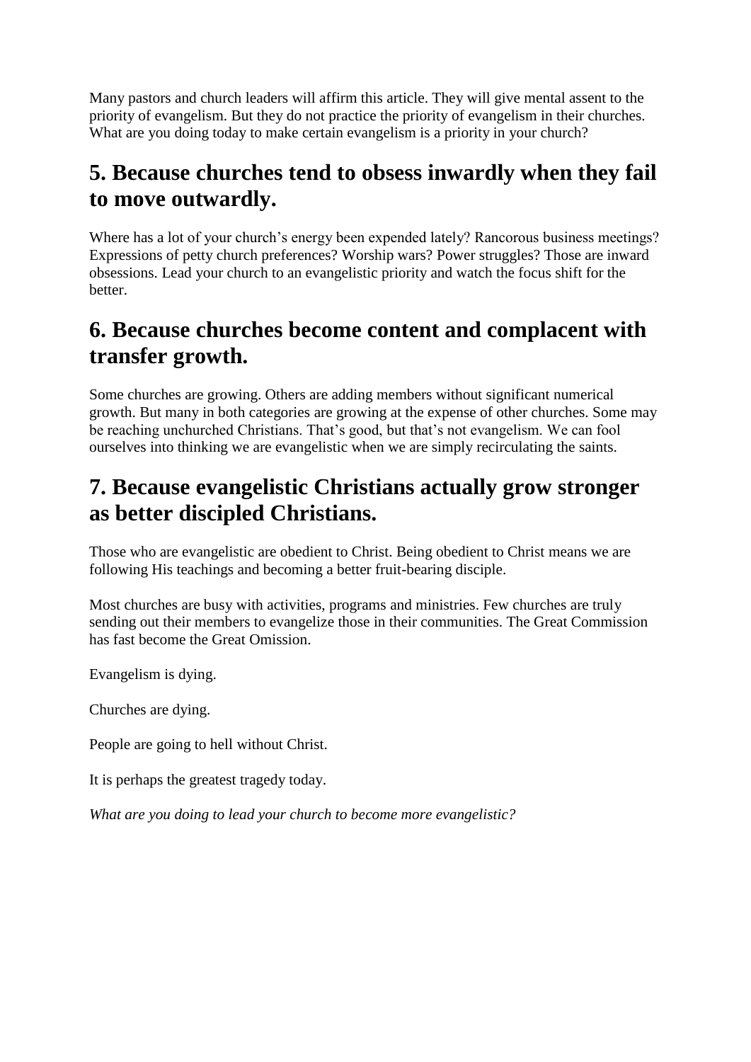Many pastors and church leaders will affirm this article. They will give mental assent to the priority of evangelism. But they do not practice the priority of evangelism in their churches. What are you doing today to make certain evangelism is a priority in your church?

## 5. Because churches tend to obsess inwardly when they fail to move outwardly.

Where has a lot of your church's energy been expended lately? Rancorous business meetings? Expressions of petty church preferences? Worship wars? Power struggles? Those are inward obsessions. Lead your church to an evangelistic priority and watch the focus shift for the better.

## 6. Because churches become content and complacent with transfer growth.

Some churches are growing. Others are adding members without significant numerical growth. But many in both categories are growing at the expense of other churches. Some may be reaching unchurched Christians. That's good, but that's not evangelism. We can fool ourselves into thinking we are evangelistic when we are simply recirculating the saints.

## 7. Because evangelistic Christians actually grow stronger as better discipled Christians.

Those who are evangelistic are obedient to Christ. Being obedient to Christ means we are following His teachings and becoming a better fruit-bearing disciple.

Most churches are busy with activities, programs and ministries. Few churches are truly sending out their members to evangelize those in their communities. The Great Commission has fast become the Great Omission.

Evangelism is dying.

Churches are dying.

People are going to hell without Christ.

It is perhaps the greatest tragedy today.

*What are you doing to lead your church to become more evangelistic?*